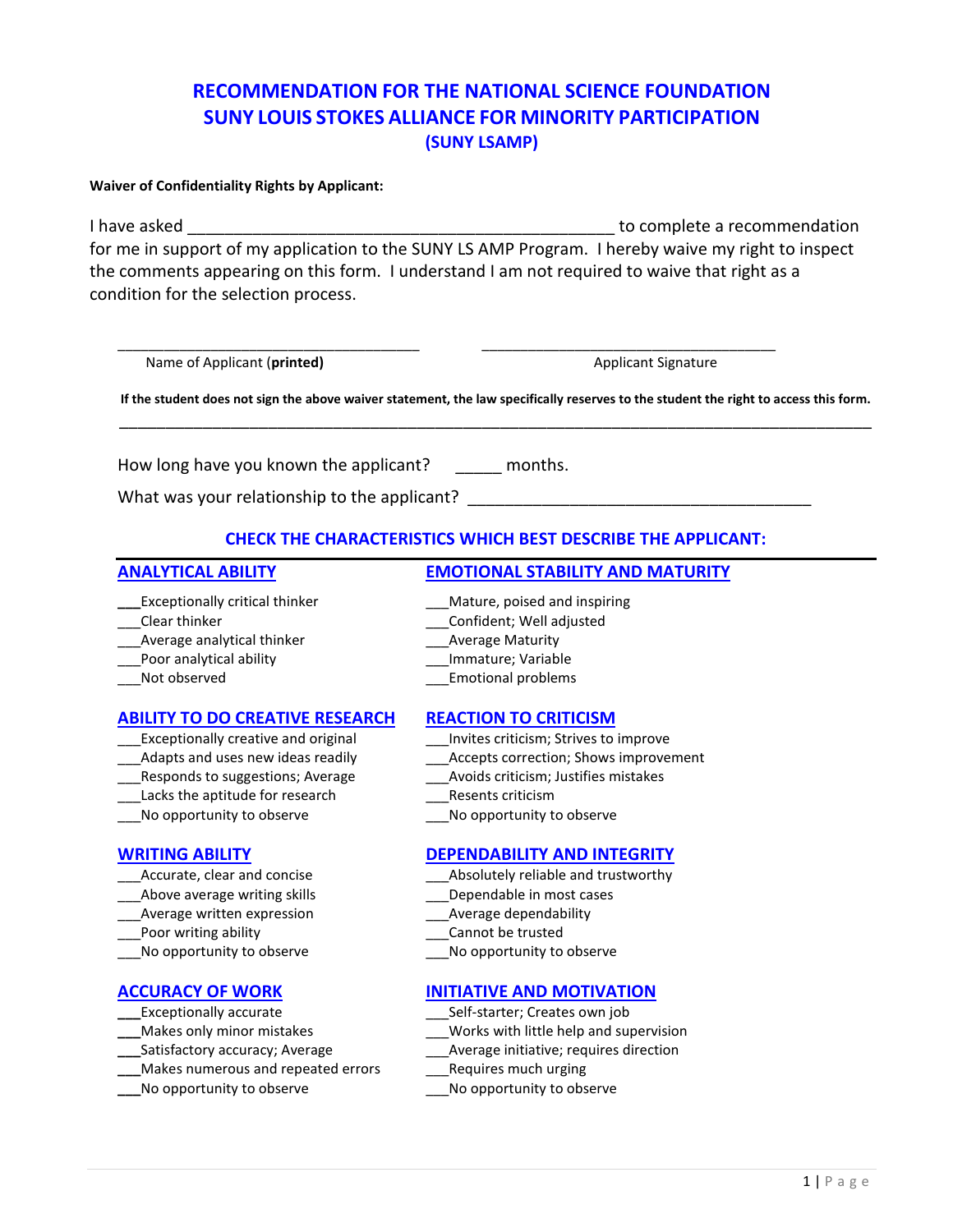# RECOMMENDATION FOR THE NATIONAL SCIENCE FOUNDATION
# SUNY LOUIS STOKES ALLIANCE FOR MINORITY PARTICIPATION
## (SUNY LSAMP)

**Waiver of Confidentiality Rights by Applicant:**

I have asked _______________________________________________ to complete a recommendation for me in support of my application to the SUNY LS AMP Program. I hereby waive my right to inspect the comments appearing on this form. I understand I am not required to waive that right as a condition for the selection process.

_________________________________ &nbsp;&nbsp;&nbsp;&nbsp; _________________________________

Name of Applicant (**printed**) &nbsp;&nbsp;&nbsp;&nbsp; Applicant Signature

**If the student does not sign the above waiver statement, the law specifically reserves to the student the right to access this form.**

---

How long have you known the applicant? _____ months.

What was your relationship to the applicant? ___________________________________

## CHECK THE CHARACTERISTICS WHICH BEST DESCRIBE THE APPLICANT:

### ANALYTICAL ABILITY

___Exceptionally critical thinker
___Clear thinker
___Average analytical thinker
___Poor analytical ability
___Not observed

### EMOTIONAL STABILITY AND MATURITY

___Mature, poised and inspiring
___Confident; Well adjusted
___Average Maturity
___Immature; Variable
___Emotional problems

### ABILITY TO DO CREATIVE RESEARCH

___Exceptionally creative and original
___Adapts and uses new ideas readily
___Responds to suggestions; Average
___Lacks the aptitude for research
___No opportunity to observe

### REACTION TO CRITICISM

___Invites criticism; Strives to improve
___Accepts correction; Shows improvement
___Avoids criticism; Justifies mistakes
___Resents criticism
___No opportunity to observe

### WRITING ABILITY

___Accurate, clear and concise
___Above average writing skills
___Average written expression
___Poor writing ability
___No opportunity to observe

### DEPENDABILITY AND INTEGRITY

___Absolutely reliable and trustworthy
___Dependable in most cases
___Average dependability
___Cannot be trusted
___No opportunity to observe

### ACCURACY OF WORK

___Exceptionally accurate
___Makes only minor mistakes
___Satisfactory accuracy; Average
___Makes numerous and repeated errors
___No opportunity to observe

### INITIATIVE AND MOTIVATION

___Self-starter; Creates own job
___Works with little help and supervision
___Average initiative; requires direction
___Requires much urging
___No opportunity to observe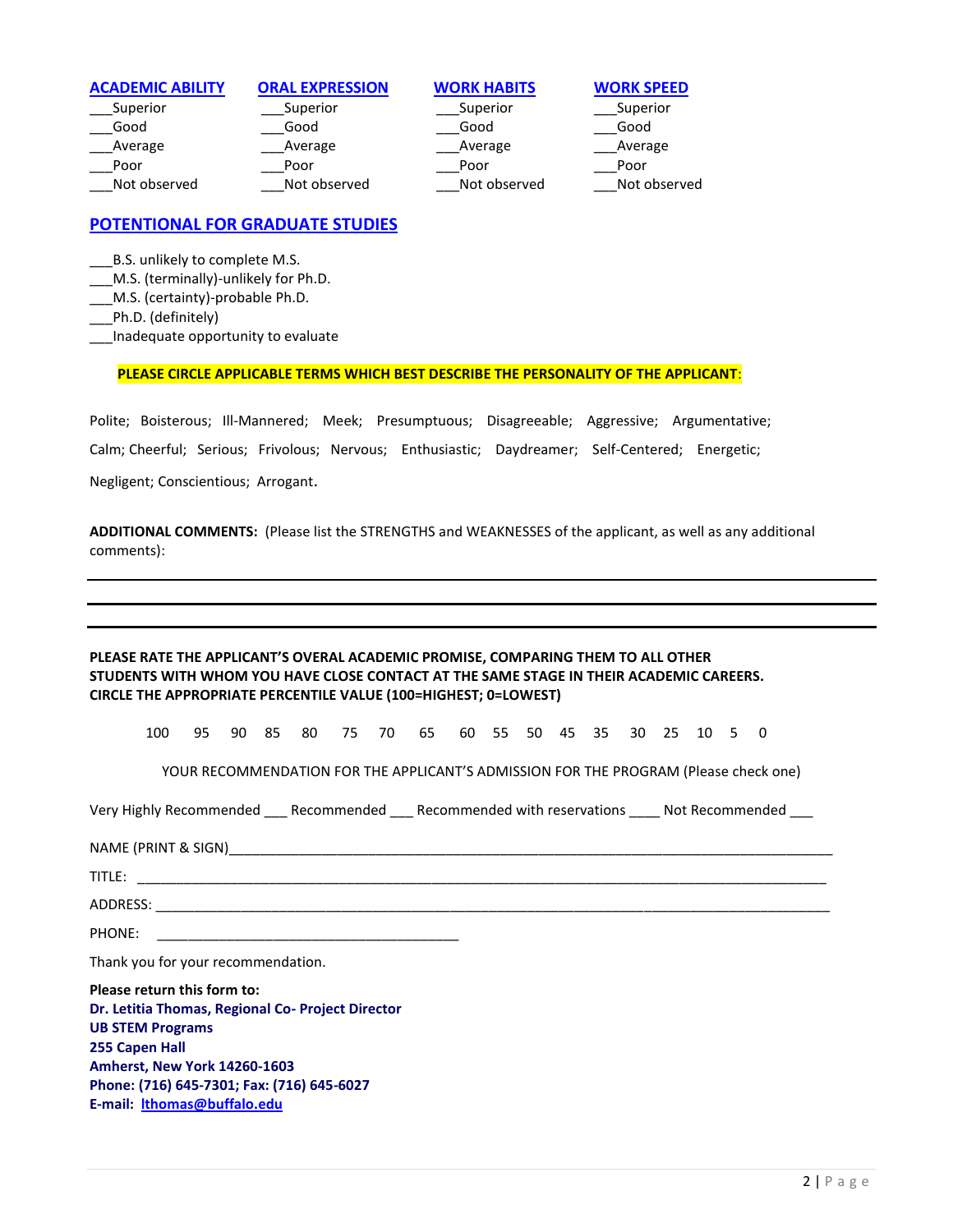| **ACADEMIC ABILITY** | **ORAL EXPRESSION** | **WORK HABITS** | **WORK SPEED** |
|---|---|---|---|
| ___Superior | ___Superior | ___Superior | ___Superior |
| ___Good | ___Good | ___Good | ___Good |
| ___Average | ___Average | ___Average | ___Average |
| ___Poor | ___Poor | ___Poor | ___Poor |
| ___Not observed | ___Not observed | ___Not observed | ___Not observed |

## POTENTIONAL FOR GRADUATE STUDIES

___B.S. unlikely to complete M.S.
___M.S. (terminally)-unlikely for Ph.D.
___M.S. (certainty)-probable Ph.D.
___Ph.D. (definitely)
___Inadequate opportunity to evaluate

**PLEASE CIRCLE APPLICABLE TERMS WHICH BEST DESCRIBE THE PERSONALITY OF THE APPLICANT**:

Polite; Boisterous; Ill-Mannered; Meek; Presumptuous; Disagreeable; Aggressive; Argumentative;

Calm; Cheerful; Serious; Frivolous; Nervous; Enthusiastic; Daydreamer; Self-Centered; Energetic;

Negligent; Conscientious; Arrogant.

**ADDITIONAL COMMENTS:** (Please list the STRENGTHS and WEAKNESSES of the applicant, as well as any additional comments):

______________________________________________________________________________

______________________________________________________________________________

**PLEASE RATE THE APPLICANT'S OVERAL ACADEMIC PROMISE, COMPARING THEM TO ALL OTHER STUDENTS WITH WHOM YOU HAVE CLOSE CONTACT AT THE SAME STAGE IN THEIR ACADEMIC CAREERS. CIRCLE THE APPROPRIATE PERCENTILE VALUE (100=HIGHEST; 0=LOWEST)**

100 95 90 85 80 75 70 65 60 55 50 45 35 30 25 10 5 0

YOUR RECOMMENDATION FOR THE APPLICANT'S ADMISSION FOR THE PROGRAM (Please check one)

Very Highly Recommended ___ Recommended ___ Recommended with reservations ____ Not Recommended ___

NAME (PRINT & SIGN)______________________________________________________________

TITLE: ____________________________________________________________________

ADDRESS: _________________________________________________________________

PHONE: ______________________________

Thank you for your recommendation.

**Please return this form to:**
**Dr. Letitia Thomas, Regional Co- Project Director**
**UB STEM Programs**
**255 Capen Hall**
**Amherst, New York 14260-1603**
**Phone: (716) 645-7301; Fax: (716) 645-6027**
**E-mail: lthomas@buffalo.edu**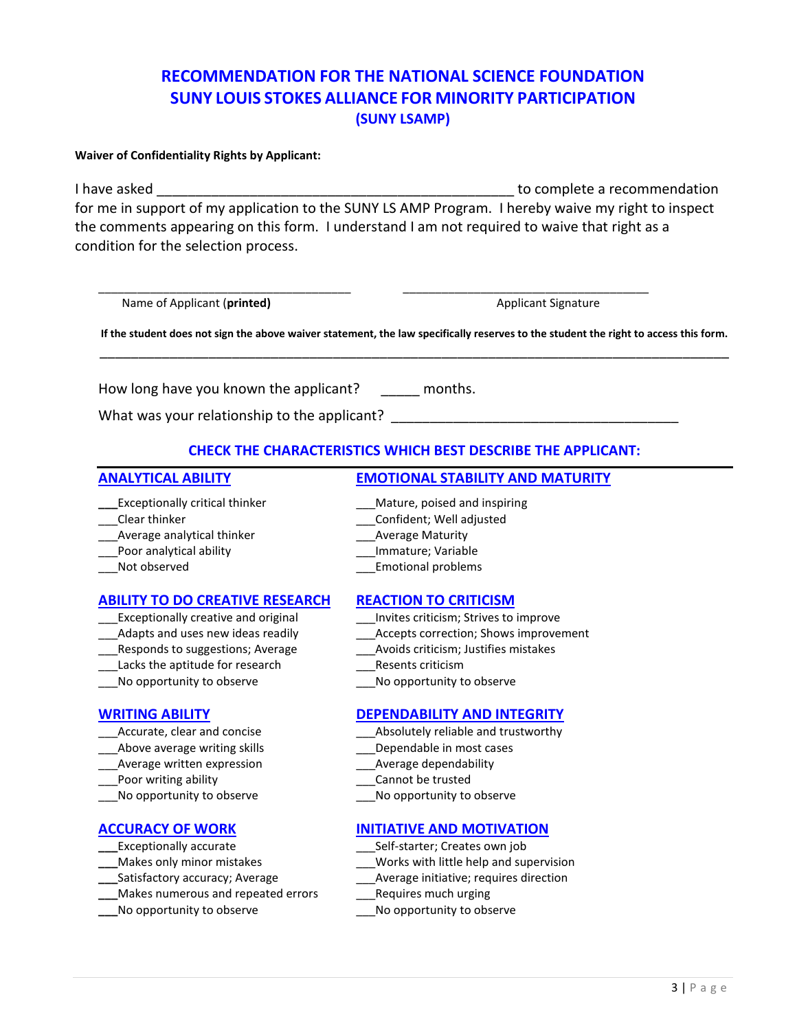# RECOMMENDATION FOR THE NATIONAL SCIENCE FOUNDATION
# SUNY LOUIS STOKES ALLIANCE FOR MINORITY PARTICIPATION
## (SUNY LSAMP)

**Waiver of Confidentiality Rights by Applicant:**

I have asked _______________________________________________ to complete a recommendation for me in support of my application to the SUNY LS AMP Program. I hereby waive my right to inspect the comments appearing on this form. I understand I am not required to waive that right as a condition for the selection process.

_________________________________ Name of Applicant (**printed**)

_________________________________ Applicant Signature

**If the student does not sign the above waiver statement, the law specifically reserves to the student the right to access this form.**

---

How long have you known the applicant? _____ months.

What was your relationship to the applicant? _________________________________

### CHECK THE CHARACTERISTICS WHICH BEST DESCRIBE THE APPLICANT:

#### ANALYTICAL ABILITY

___Exceptionally critical thinker
___Clear thinker
___Average analytical thinker
___Poor analytical ability
___Not observed

#### EMOTIONAL STABILITY AND MATURITY

___Mature, poised and inspiring
___Confident; Well adjusted
___Average Maturity
___Immature; Variable
___Emotional problems

#### ABILITY TO DO CREATIVE RESEARCH

___Exceptionally creative and original
___Adapts and uses new ideas readily
___Responds to suggestions; Average
___Lacks the aptitude for research
___No opportunity to observe

#### REACTION TO CRITICISM

___Invites criticism; Strives to improve
___Accepts correction; Shows improvement
___Avoids criticism; Justifies mistakes
___Resents criticism
___No opportunity to observe

#### WRITING ABILITY

___Accurate, clear and concise
___Above average writing skills
___Average written expression
___Poor writing ability
___No opportunity to observe

#### DEPENDABILITY AND INTEGRITY

___Absolutely reliable and trustworthy
___Dependable in most cases
___Average dependability
___Cannot be trusted
___No opportunity to observe

#### ACCURACY OF WORK

___Exceptionally accurate
___Makes only minor mistakes
___Satisfactory accuracy; Average
___Makes numerous and repeated errors
___No opportunity to observe

#### INITIATIVE AND MOTIVATION

___Self-starter; Creates own job
___Works with little help and supervision
___Average initiative; requires direction
___Requires much urging
___No opportunity to observe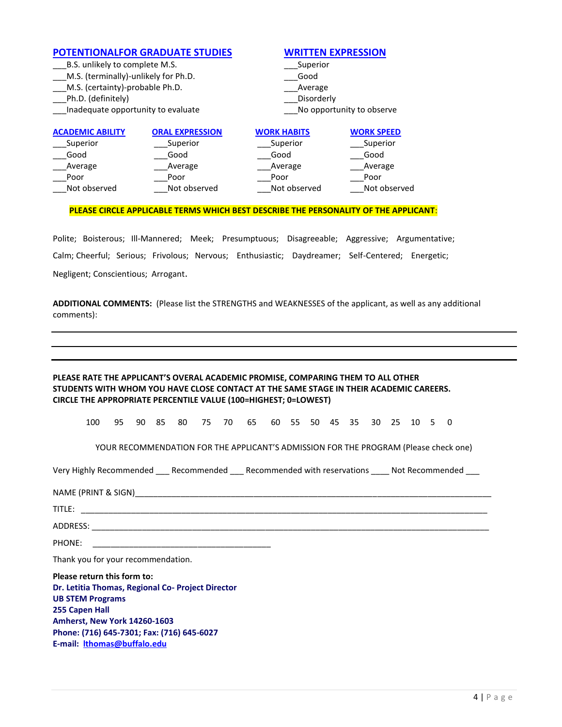**POTENTIONALFOR GRADUATE STUDIES**

\_\_\_B.S. unlikely to complete M.S.
\_\_\_M.S. (terminally)-unlikely for Ph.D.
\_\_\_M.S. (certainty)-probable Ph.D.
\_\_\_Ph.D. (definitely)
\_\_\_Inadequate opportunity to evaluate

**WRITTEN EXPRESSION**

\_\_\_Superior
\_\_\_Good
\_\_\_Average
\_\_\_Disorderly
\_\_\_No opportunity to observe

| ACADEMIC ABILITY | ORAL EXPRESSION | WORK HABITS | WORK SPEED |
|---|---|---|---|
| \_\_\_Superior | \_\_\_Superior | \_\_\_Superior | \_\_\_Superior |
| \_\_\_Good | \_\_\_Good | \_\_\_Good | \_\_\_Good |
| \_\_\_Average | \_\_\_Average | \_\_\_Average | \_\_\_Average |
| \_\_\_Poor | \_\_\_Poor | \_\_\_Poor | \_\_\_Poor |
| \_\_\_Not observed | \_\_\_Not observed | \_\_\_Not observed | \_\_\_Not observed |

**PLEASE CIRCLE APPLICABLE TERMS WHICH BEST DESCRIBE THE PERSONALITY OF THE APPLICANT**:

Polite; Boisterous; Ill-Mannered; Meek; Presumptuous; Disagreeable; Aggressive; Argumentative; Calm; Cheerful; Serious; Frivolous; Nervous; Enthusiastic; Daydreamer; Self-Centered; Energetic; Negligent; Conscientious; Arrogant.

**ADDITIONAL COMMENTS:** (Please list the STRENGTHS and WEAKNESSES of the applicant, as well as any additional comments):

---

---

---

**PLEASE RATE THE APPLICANT'S OVERAL ACADEMIC PROMISE, COMPARING THEM TO ALL OTHER STUDENTS WITH WHOM YOU HAVE CLOSE CONTACT AT THE SAME STAGE IN THEIR ACADEMIC CAREERS. CIRCLE THE APPROPRIATE PERCENTILE VALUE (100=HIGHEST; 0=LOWEST)**

100 95 90 85 80 75 70 65 60 55 50 45 35 30 25 10 5 0

YOUR RECOMMENDATION FOR THE APPLICANT'S ADMISSION FOR THE PROGRAM (Please check one)

Very Highly Recommended \_\_\_ Recommended \_\_\_ Recommended with reservations \_\_\_\_ Not Recommended \_\_\_

NAME (PRINT & SIGN)\_\_\_\_\_\_\_\_\_\_\_\_\_\_\_\_\_\_\_\_\_\_\_\_\_\_\_\_\_\_\_\_\_\_\_\_\_\_\_\_\_\_\_\_\_\_\_\_\_\_\_\_\_\_\_\_\_\_\_\_

TITLE: \_\_\_\_\_\_\_\_\_\_\_\_\_\_\_\_\_\_\_\_\_\_\_\_\_\_\_\_\_\_\_\_\_\_\_\_\_\_\_\_\_\_\_\_\_\_\_\_\_\_\_\_\_\_\_\_\_\_\_\_\_\_\_\_\_\_\_\_\_\_\_

ADDRESS: \_\_\_\_\_\_\_\_\_\_\_\_\_\_\_\_\_\_\_\_\_\_\_\_\_\_\_\_\_\_\_\_\_\_\_\_\_\_\_\_\_\_\_\_\_\_\_\_\_\_\_\_\_\_\_\_\_\_\_\_\_\_\_\_\_\_\_\_

PHONE: \_\_\_\_\_\_\_\_\_\_\_\_\_\_\_\_\_\_\_\_\_\_\_\_\_\_\_\_\_\_\_\_\_\_\_\_

Thank you for your recommendation.

**Please return this form to:**
**Dr. Letitia Thomas, Regional Co- Project Director**
**UB STEM Programs**
**255 Capen Hall**
**Amherst, New York 14260-1603**
**Phone: (716) 645-7301; Fax: (716) 645-6027**
**E-mail: lthomas@buffalo.edu**